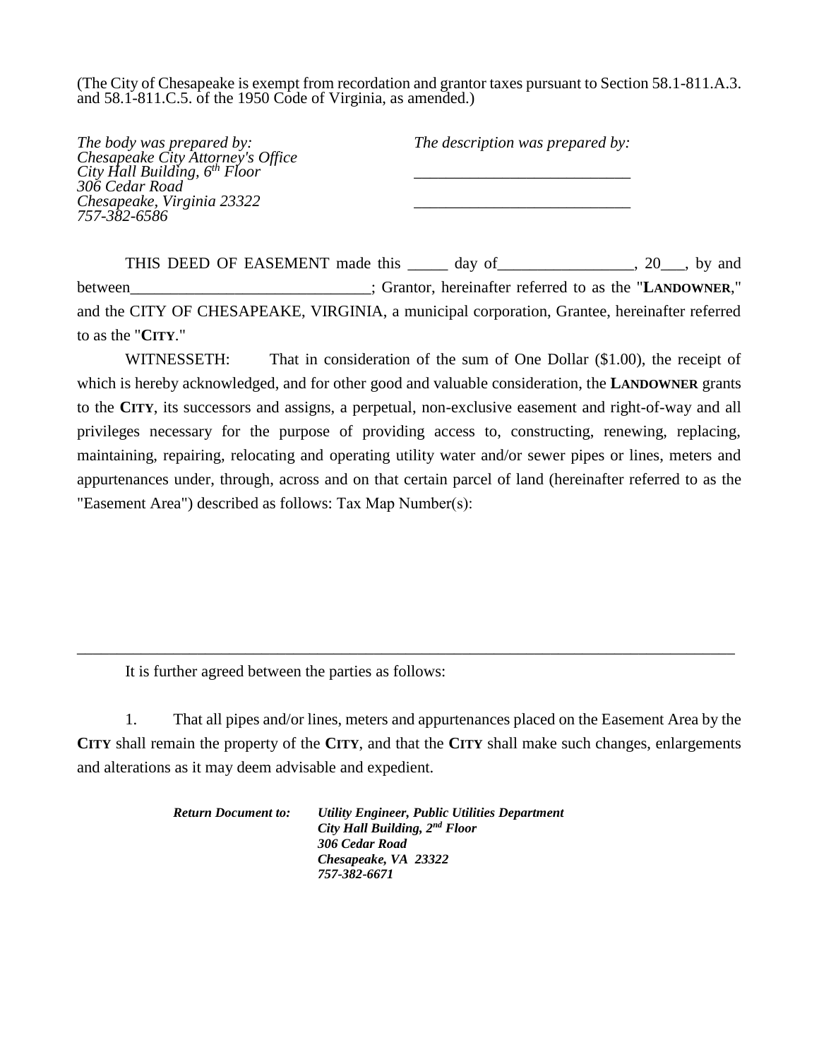(The City of Chesapeake is exempt from recordation and grantor taxes pursuant to Section 58.1-811.A.3. and 58.1-811.C.5. of the 1950 Code of Virginia, as amended.)

*The body was prepared by:*
*Chesapeake City Attorney's Office*
*City Hall Building, 6th Floor*
*306 Cedar Road*
*Chesapeake, Virginia 23322*
*757-382-6586*

*The description was prepared by:*

___________________________

___________________________

THIS DEED OF EASEMENT made this _____ day of_________________, 20___, by and between______________________________; Grantor, hereinafter referred to as the "**LANDOWNER**," and the CITY OF CHESAPEAKE, VIRGINIA, a municipal corporation, Grantee, hereinafter referred to as the "**CITY**."

WITNESSETH: That in consideration of the sum of One Dollar ($1.00), the receipt of which is hereby acknowledged, and for other good and valuable consideration, the **LANDOWNER** grants to the **CITY**, its successors and assigns, a perpetual, non-exclusive easement and right-of-way and all privileges necessary for the purpose of providing access to, constructing, renewing, replacing, maintaining, repairing, relocating and operating utility water and/or sewer pipes or lines, meters and appurtenances under, through, across and on that certain parcel of land (hereinafter referred to as the "Easement Area") described as follows: Tax Map Number(s):

_____________________________________________________________________________________

It is further agreed between the parties as follows:

1. That all pipes and/or lines, meters and appurtenances placed on the Easement Area by the **CITY** shall remain the property of the **CITY**, and that the **CITY** shall make such changes, enlargements and alterations as it may deem advisable and expedient.

***Return Document to:*** ***Utility Engineer, Public Utilities Department***
***City Hall Building, 2nd Floor***
***306 Cedar Road***
***Chesapeake, VA 23322***
***757-382-6671***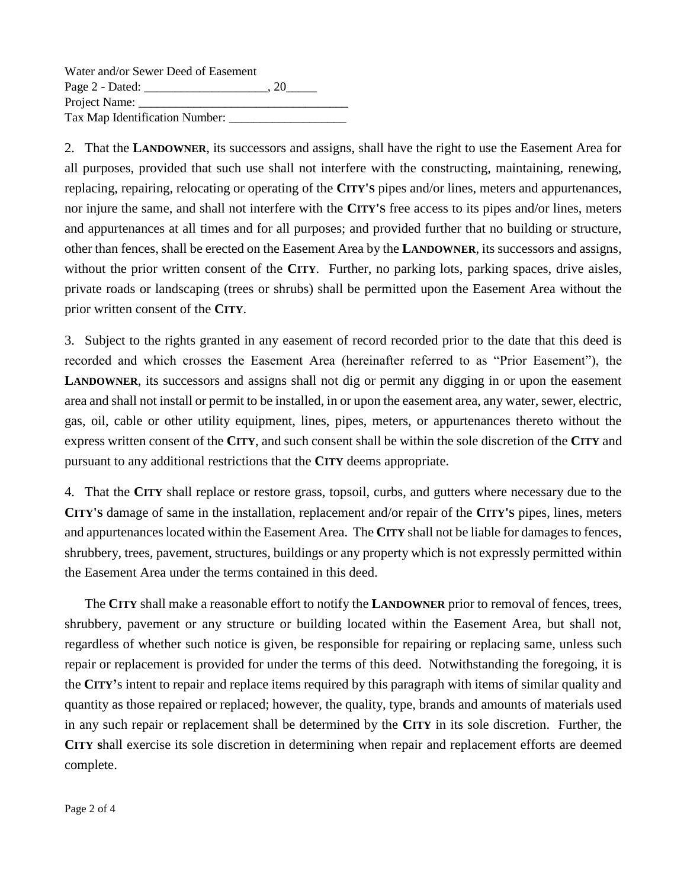Water and/or Sewer Deed of Easement
Page 2 - Dated: ____________________, 20_____
Project Name: __________________________________
Tax Map Identification Number: ___________________

2. That the **LANDOWNER**, its successors and assigns, shall have the right to use the Easement Area for all purposes, provided that such use shall not interfere with the constructing, maintaining, renewing, replacing, repairing, relocating or operating of the **CITY'S** pipes and/or lines, meters and appurtenances, nor injure the same, and shall not interfere with the **CITY'S** free access to its pipes and/or lines, meters and appurtenances at all times and for all purposes; and provided further that no building or structure, other than fences, shall be erected on the Easement Area by the **LANDOWNER**, its successors and assigns, without the prior written consent of the **CITY**. Further, no parking lots, parking spaces, drive aisles, private roads or landscaping (trees or shrubs) shall be permitted upon the Easement Area without the prior written consent of the **CITY**.

3. Subject to the rights granted in any easement of record recorded prior to the date that this deed is recorded and which crosses the Easement Area (hereinafter referred to as "Prior Easement"), the **LANDOWNER**, its successors and assigns shall not dig or permit any digging in or upon the easement area and shall not install or permit to be installed, in or upon the easement area, any water, sewer, electric, gas, oil, cable or other utility equipment, lines, pipes, meters, or appurtenances thereto without the express written consent of the **CITY**, and such consent shall be within the sole discretion of the **CITY** and pursuant to any additional restrictions that the **CITY** deems appropriate.

4. That the **CITY** shall replace or restore grass, topsoil, curbs, and gutters where necessary due to the **CITY'S** damage of same in the installation, replacement and/or repair of the **CITY'S** pipes, lines, meters and appurtenances located within the Easement Area. The **CITY** shall not be liable for damages to fences, shrubbery, trees, pavement, structures, buildings or any property which is not expressly permitted within the Easement Area under the terms contained in this deed.

The **CITY** shall make a reasonable effort to notify the **LANDOWNER** prior to removal of fences, trees, shrubbery, pavement or any structure or building located within the Easement Area, but shall not, regardless of whether such notice is given, be responsible for repairing or replacing same, unless such repair or replacement is provided for under the terms of this deed. Notwithstanding the foregoing, it is the **CITY'**s intent to repair and replace items required by this paragraph with items of similar quality and quantity as those repaired or replaced; however, the quality, type, brands and amounts of materials used in any such repair or replacement shall be determined by the **CITY** in its sole discretion. Further, the **CITY** shall exercise its sole discretion in determining when repair and replacement efforts are deemed complete.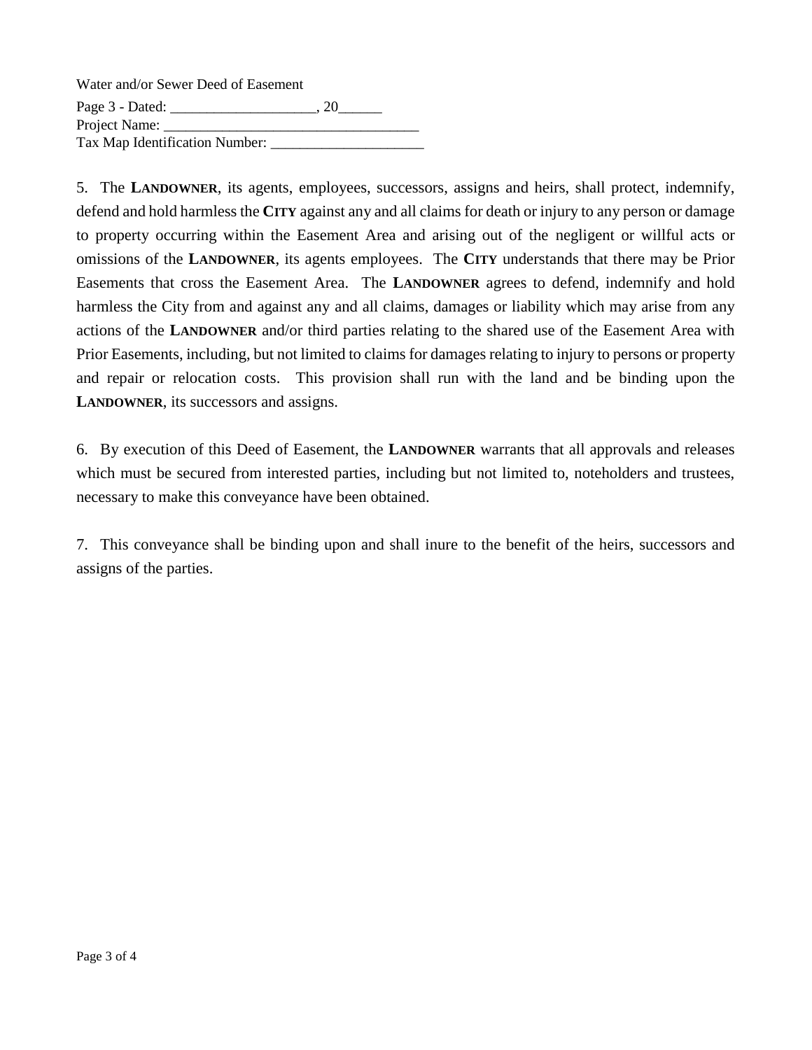Water and/or Sewer Deed of Easement
Page 3 - Dated: ____________________, 20______
Project Name: ____________________________________
Tax Map Identification Number: ______________________

5. The **LANDOWNER**, its agents, employees, successors, assigns and heirs, shall protect, indemnify, defend and hold harmless the **CITY** against any and all claims for death or injury to any person or damage to property occurring within the Easement Area and arising out of the negligent or willful acts or omissions of the **LANDOWNER**, its agents employees. The **CITY** understands that there may be Prior Easements that cross the Easement Area. The **LANDOWNER** agrees to defend, indemnify and hold harmless the City from and against any and all claims, damages or liability which may arise from any actions of the **LANDOWNER** and/or third parties relating to the shared use of the Easement Area with Prior Easements, including, but not limited to claims for damages relating to injury to persons or property and repair or relocation costs. This provision shall run with the land and be binding upon the **LANDOWNER**, its successors and assigns.

6. By execution of this Deed of Easement, the **LANDOWNER** warrants that all approvals and releases which must be secured from interested parties, including but not limited to, noteholders and trustees, necessary to make this conveyance have been obtained.

7. This conveyance shall be binding upon and shall inure to the benefit of the heirs, successors and assigns of the parties.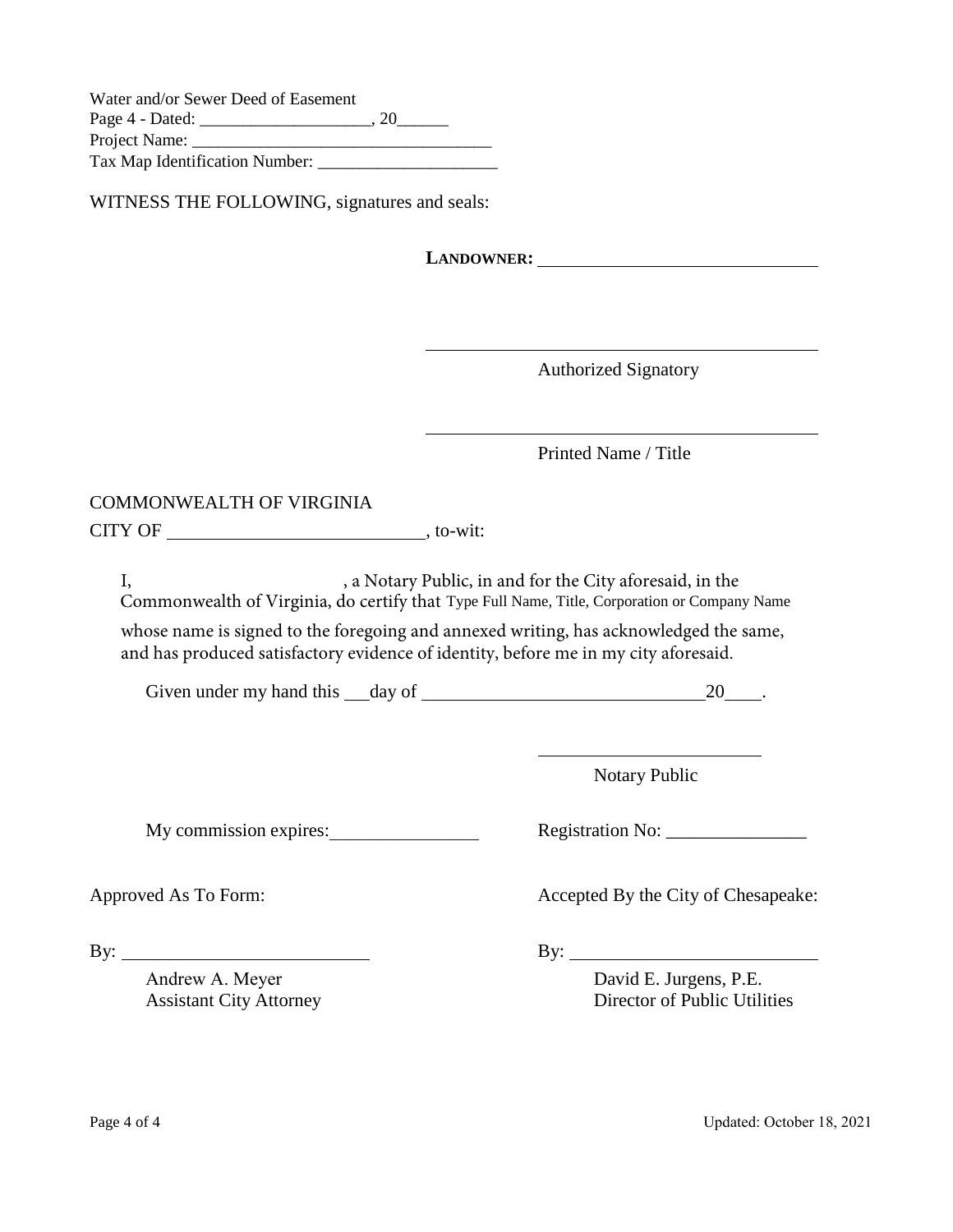Water and/or Sewer Deed of Easement
Page 4 - Dated: ____________________, 20______
Project Name: ___________________________________
Tax Map Identification Number: _____________________

WITNESS THE FOLLOWING, signatures and seals:

**LANDOWNER:** ______________________________

_____________________________________________
Authorized Signatory

_____________________________________________
Printed Name / Title

COMMONWEALTH OF VIRGINIA
CITY OF ___________________________, to-wit:

I, , a Notary Public, in and for the City aforesaid, in the Commonwealth of Virginia, do certify that Type Full Name, Title, Corporation or Company Name whose name is signed to the foregoing and annexed writing, has acknowledged the same, and has produced satisfactory evidence of identity, before me in my city aforesaid.

Given under my hand this ___day of ______________________________20____.

________________________
Notary Public

My commission expires:________________

Registration No: _______________

Approved As To Form:

By: __________________________
Andrew A. Meyer
Assistant City Attorney

Accepted By the City of Chesapeake:

By: __________________________
David E. Jurgens, P.E.
Director of Public Utilities

Updated: October 18, 2021